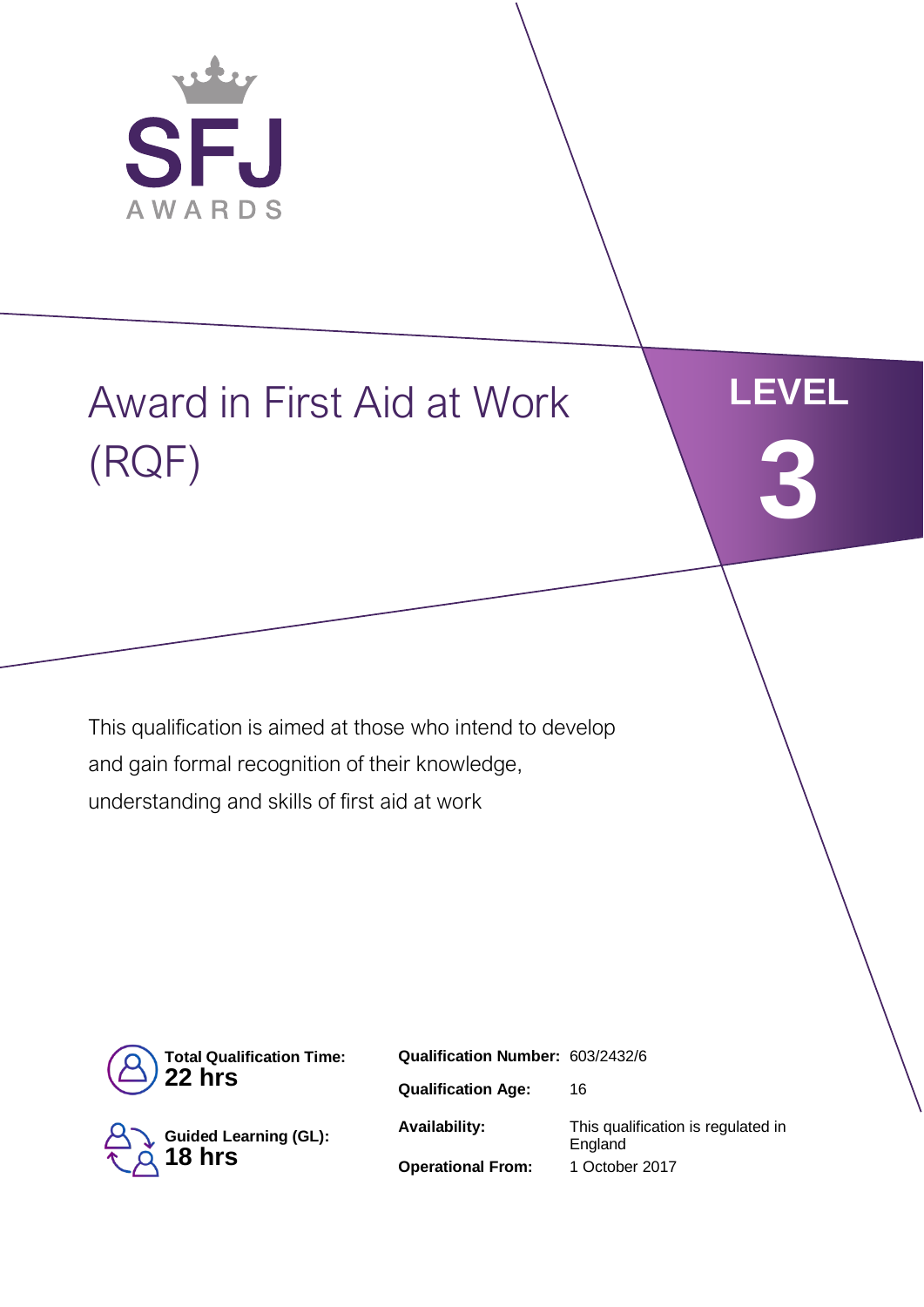SFJ AWARDS

# Award in First Aid at Work (RQF)

**LEVEL 3**

This qualification is aimed at those who intend to develop and gain formal recognition of their knowledge, understanding and skills of first aid at work

**Total Qualification Time:** **22 hrs**

**Guided Learning (GL):** **18 hrs**

| | |
|---|---|
| **Qualification Number:** | 603/2432/6 |
| **Qualification Age:** | 16 |
| **Availability:** | This qualification is regulated in England |
| **Operational From:** | 1 October 2017 |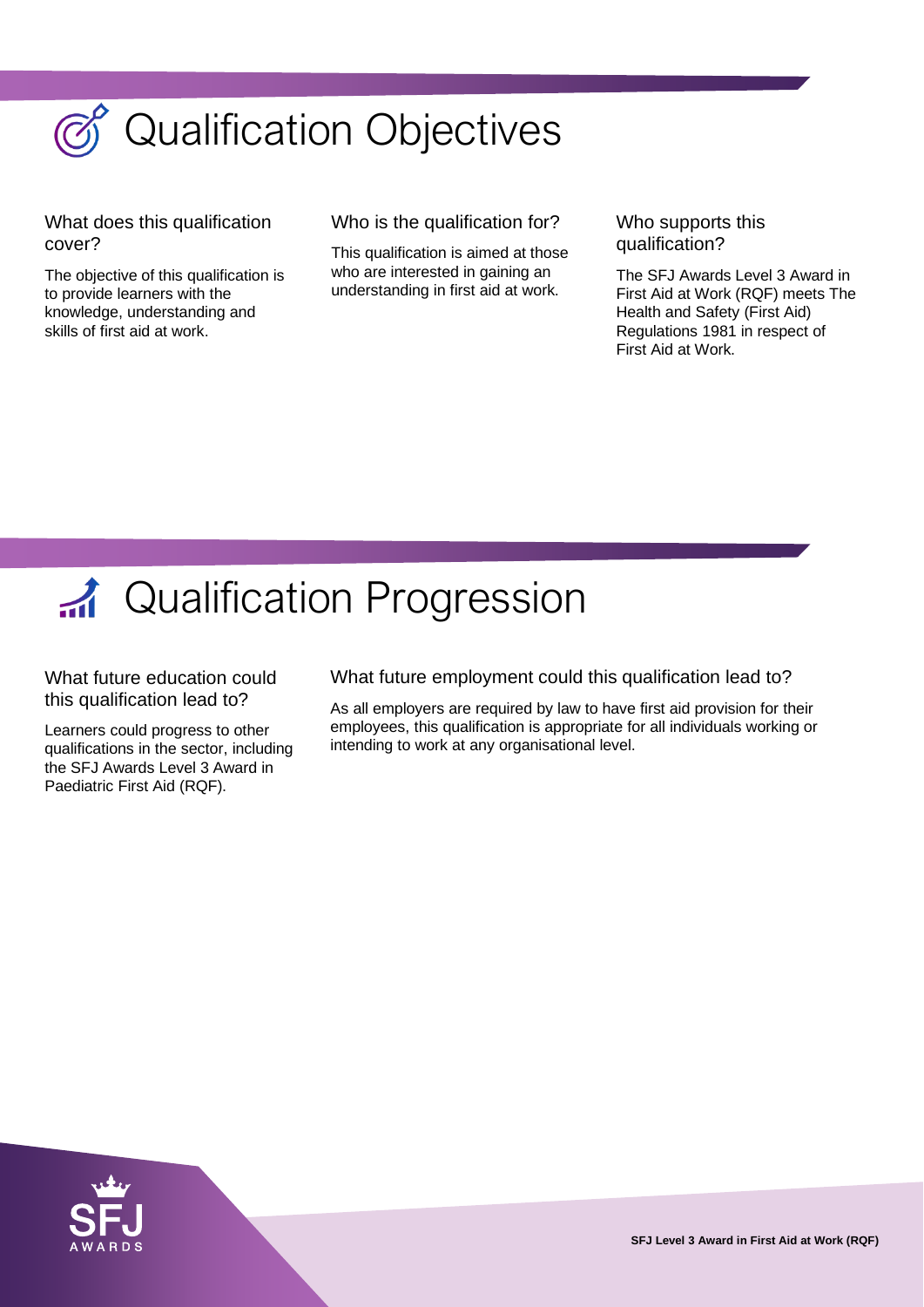# Qualification Objectives

### What does this qualification cover?

The objective of this qualification is to provide learners with the knowledge, understanding and skills of first aid at work.

### Who is the qualification for?

This qualification is aimed at those who are interested in gaining an understanding in first aid at work.

### Who supports this qualification?

The SFJ Awards Level 3 Award in First Aid at Work (RQF) meets The Health and Safety (First Aid) Regulations 1981 in respect of First Aid at Work.

# Qualification Progression

### What future education could this qualification lead to?

Learners could progress to other qualifications in the sector, including the SFJ Awards Level 3 Award in Paediatric First Aid (RQF).

### What future employment could this qualification lead to?

As all employers are required by law to have first aid provision for their employees, this qualification is appropriate for all individuals working or intending to work at any organisational level.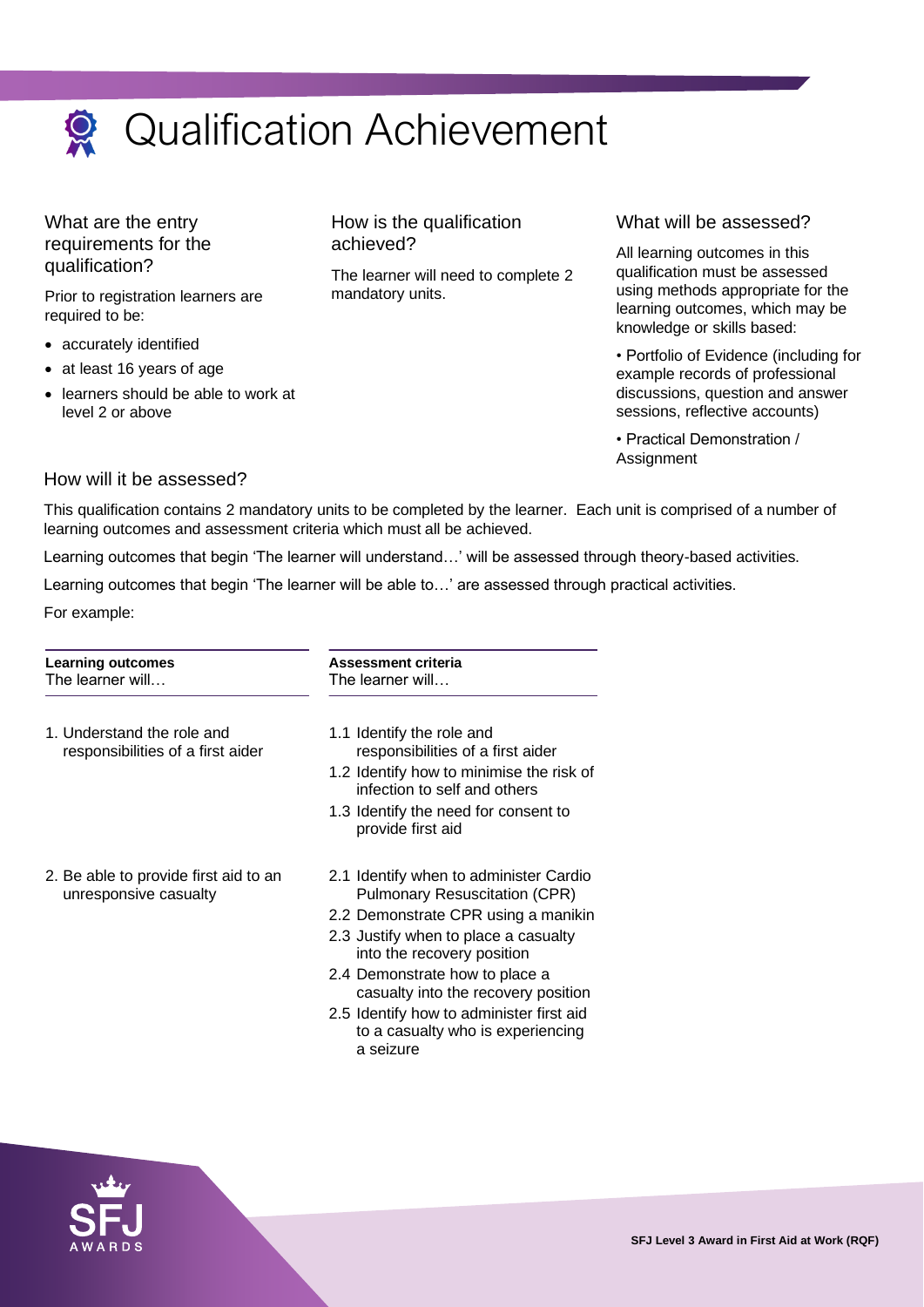# Qualification Achievement

### What are the entry requirements for the qualification?

Prior to registration learners are required to be:

- accurately identified
- at least 16 years of age
- learners should be able to work at level 2 or above

### How is the qualification achieved?

The learner will need to complete 2 mandatory units.

### What will be assessed?

All learning outcomes in this qualification must be assessed using methods appropriate for the learning outcomes, which may be knowledge or skills based:

- Portfolio of Evidence (including for example records of professional discussions, question and answer sessions, reflective accounts)
- Practical Demonstration / Assignment

### How will it be assessed?

This qualification contains 2 mandatory units to be completed by the learner. Each unit is comprised of a number of learning outcomes and assessment criteria which must all be achieved.

Learning outcomes that begin 'The learner will understand…' will be assessed through theory-based activities.

Learning outcomes that begin 'The learner will be able to…' are assessed through practical activities.

For example:

| **Learning outcomes** The learner will… | **Assessment criteria** The learner will… |
|---|---|
| 1. Understand the role and responsibilities of a first aider | 1.1 Identify the role and responsibilities of a first aider<br>1.2 Identify how to minimise the risk of infection to self and others<br>1.3 Identify the need for consent to provide first aid |
| 2. Be able to provide first aid to an unresponsive casualty | 2.1 Identify when to administer Cardio Pulmonary Resuscitation (CPR)<br>2.2 Demonstrate CPR using a manikin<br>2.3 Justify when to place a casualty into the recovery position<br>2.4 Demonstrate how to place a casualty into the recovery position<br>2.5 Identify how to administer first aid to a casualty who is experiencing a seizure |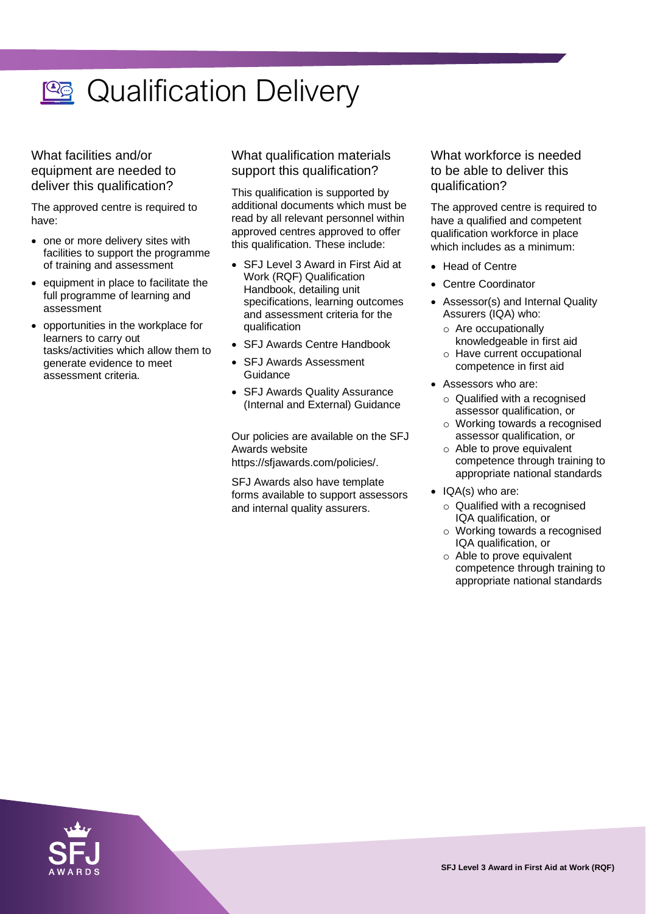# Qualification Delivery

## What facilities and/or equipment are needed to deliver this qualification?

The approved centre is required to have:

- one or more delivery sites with facilities to support the programme of training and assessment
- equipment in place to facilitate the full programme of learning and assessment
- opportunities in the workplace for learners to carry out tasks/activities which allow them to generate evidence to meet assessment criteria.

## What qualification materials support this qualification?

This qualification is supported by additional documents which must be read by all relevant personnel within approved centres approved to offer this qualification. These include:

- SFJ Level 3 Award in First Aid at Work (RQF) Qualification Handbook, detailing unit specifications, learning outcomes and assessment criteria for the qualification
- SFJ Awards Centre Handbook
- SFJ Awards Assessment Guidance
- SFJ Awards Quality Assurance (Internal and External) Guidance

Our policies are available on the SFJ Awards website https://sfjawards.com/policies/.

SFJ Awards also have template forms available to support assessors and internal quality assurers.

## What workforce is needed to be able to deliver this qualification?

The approved centre is required to have a qualified and competent qualification workforce in place which includes as a minimum:

- Head of Centre
- Centre Coordinator
- Assessor(s) and Internal Quality Assurers (IQA) who:
  - Are occupationally knowledgeable in first aid
  - Have current occupational competence in first aid
- Assessors who are:
  - Qualified with a recognised assessor qualification, or
  - Working towards a recognised assessor qualification, or
  - Able to prove equivalent competence through training to appropriate national standards
- IQA(s) who are:
  - Qualified with a recognised IQA qualification, or
  - Working towards a recognised IQA qualification, or
  - Able to prove equivalent competence through training to appropriate national standards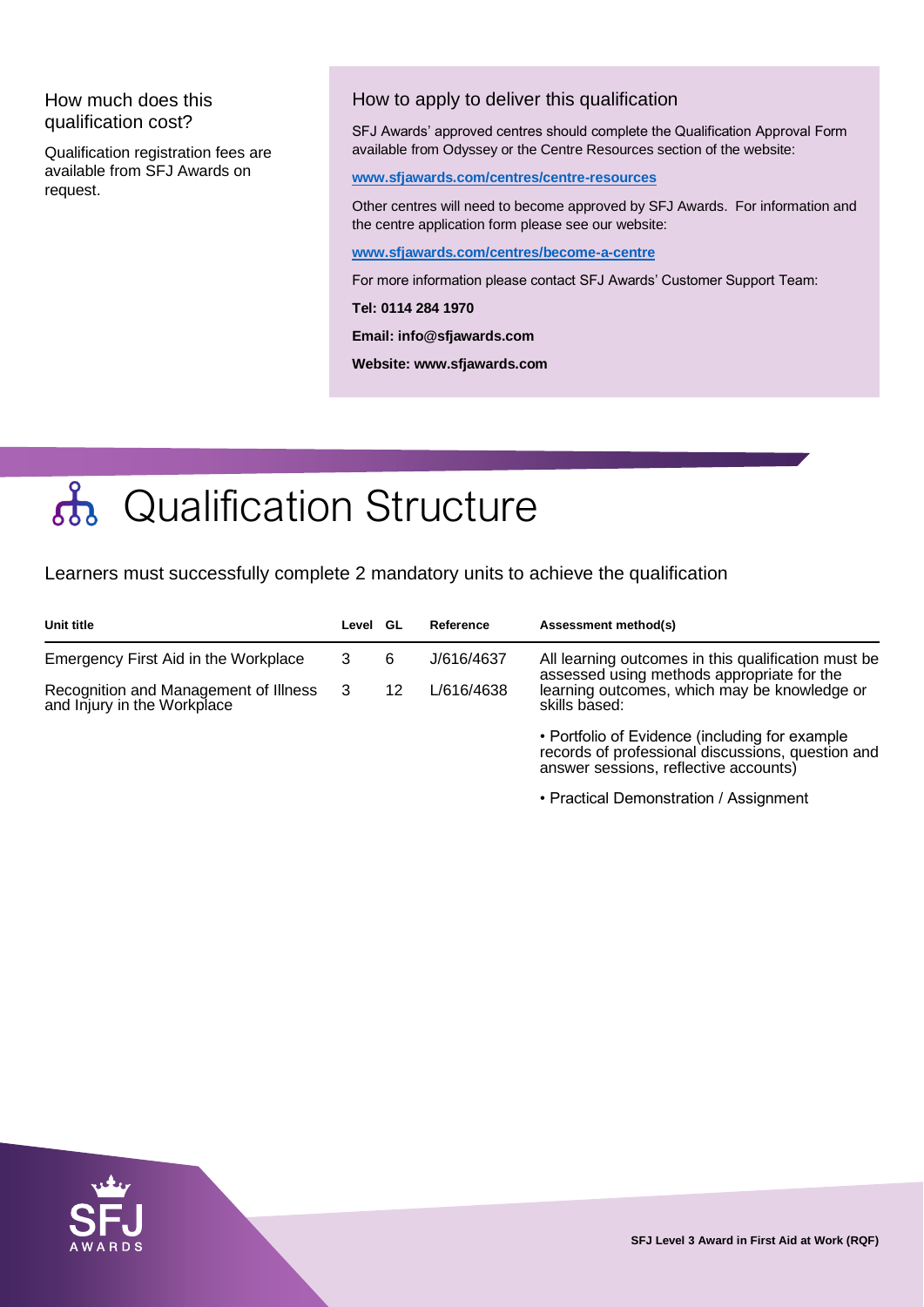## How much does this qualification cost?

Qualification registration fees are available from SFJ Awards on request.

## How to apply to deliver this qualification

SFJ Awards' approved centres should complete the Qualification Approval Form available from Odyssey or the Centre Resources section of the website:

**www.sfjawards.com/centres/centre-resources**

Other centres will need to become approved by SFJ Awards. For information and the centre application form please see our website:

**www.sfjawards.com/centres/become-a-centre**

For more information please contact SFJ Awards' Customer Support Team:

**Tel: 0114 284 1970**

**Email: info@sfjawards.com**

**Website: www.sfjawards.com**

# Qualification Structure

Learners must successfully complete 2 mandatory units to achieve the qualification

| Unit title | Level | GL | Reference | Assessment method(s) |
|---|---|---|---|---|
| Emergency First Aid in the Workplace | 3 | 6 | J/616/4637 | All learning outcomes in this qualification must be assessed using methods appropriate for the learning outcomes, which may be knowledge or skills based: |
| Recognition and Management of Illness and Injury in the Workplace | 3 | 12 | L/616/4638 | • Portfolio of Evidence (including for example records of professional discussions, question and answer sessions, reflective accounts) |
| | | | | • Practical Demonstration / Assignment |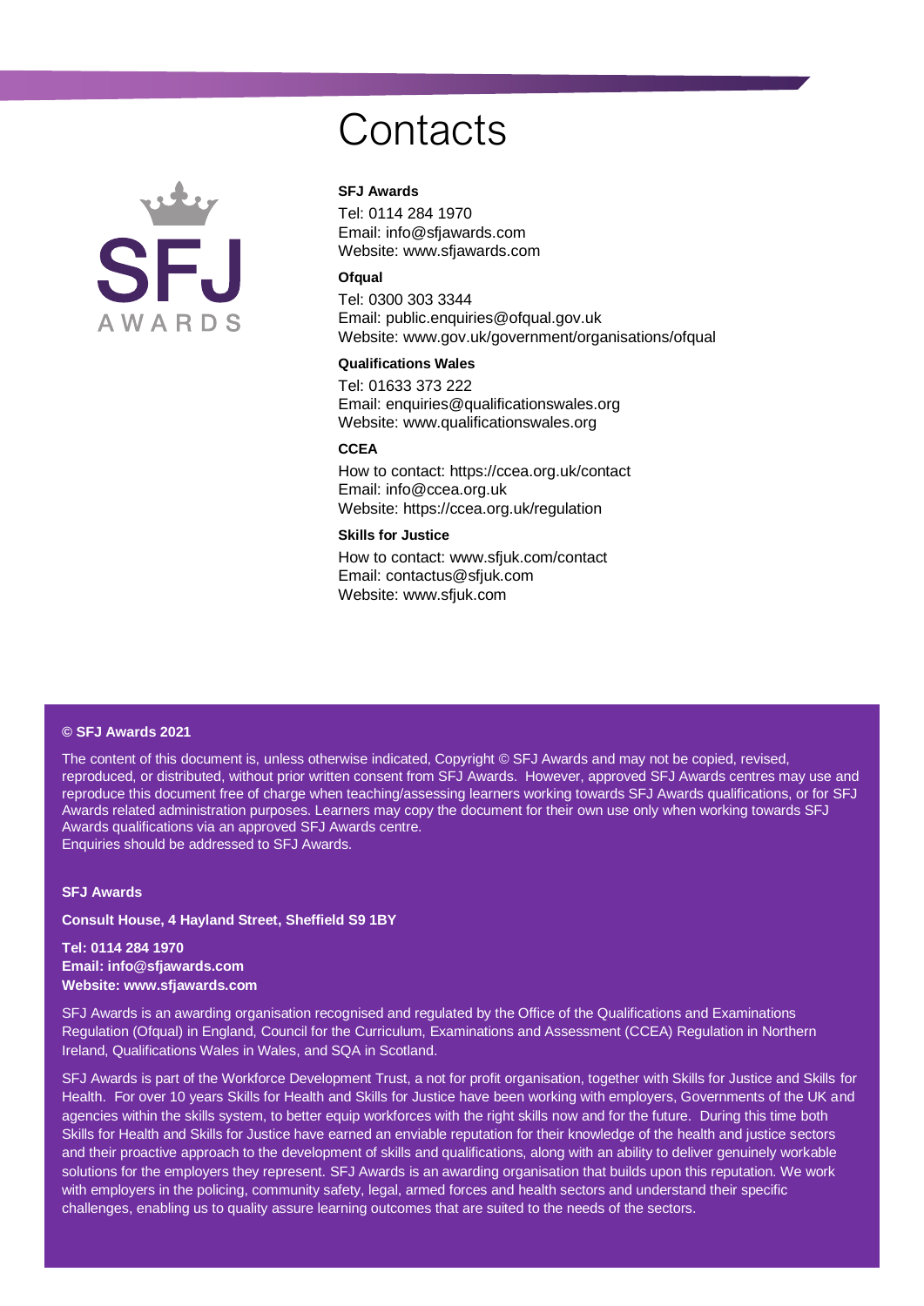# Contacts

**SFJ Awards**

Tel: 0114 284 1970
Email: info@sfjawards.com
Website: www.sfjawards.com

**Ofqual**

Tel: 0300 303 3344
Email: public.enquiries@ofqual.gov.uk
Website: www.gov.uk/government/organisations/ofqual

**Qualifications Wales**

Tel: 01633 373 222
Email: enquiries@qualificationswales.org
Website: www.qualificationswales.org

**CCEA**

How to contact: https://ccea.org.uk/contact
Email: info@ccea.org.uk
Website: https://ccea.org.uk/regulation

**Skills for Justice**

How to contact: www.sfjuk.com/contact
Email: contactus@sfjuk.com
Website: www.sfjuk.com

**© SFJ Awards 2021**

The content of this document is, unless otherwise indicated, Copyright © SFJ Awards and may not be copied, revised, reproduced, or distributed, without prior written consent from SFJ Awards. However, approved SFJ Awards centres may use and reproduce this document free of charge when teaching/assessing learners working towards SFJ Awards qualifications, or for SFJ Awards related administration purposes. Learners may copy the document for their own use only when working towards SFJ Awards qualifications via an approved SFJ Awards centre.
Enquiries should be addressed to SFJ Awards.

**SFJ Awards**

**Consult House, 4 Hayland Street, Sheffield S9 1BY**

**Tel: 0114 284 1970**
**Email: info@sfjawards.com**
**Website: www.sfjawards.com**

SFJ Awards is an awarding organisation recognised and regulated by the Office of the Qualifications and Examinations Regulation (Ofqual) in England, Council for the Curriculum, Examinations and Assessment (CCEA) Regulation in Northern Ireland, Qualifications Wales in Wales, and SQA in Scotland.

SFJ Awards is part of the Workforce Development Trust, a not for profit organisation, together with Skills for Justice and Skills for Health. For over 10 years Skills for Health and Skills for Justice have been working with employers, Governments of the UK and agencies within the skills system, to better equip workforces with the right skills now and for the future. During this time both Skills for Health and Skills for Justice have earned an enviable reputation for their knowledge of the health and justice sectors and their proactive approach to the development of skills and qualifications, along with an ability to deliver genuinely workable solutions for the employers they represent. SFJ Awards is an awarding organisation that builds upon this reputation. We work with employers in the policing, community safety, legal, armed forces and health sectors and understand their specific challenges, enabling us to quality assure learning outcomes that are suited to the needs of the sectors.